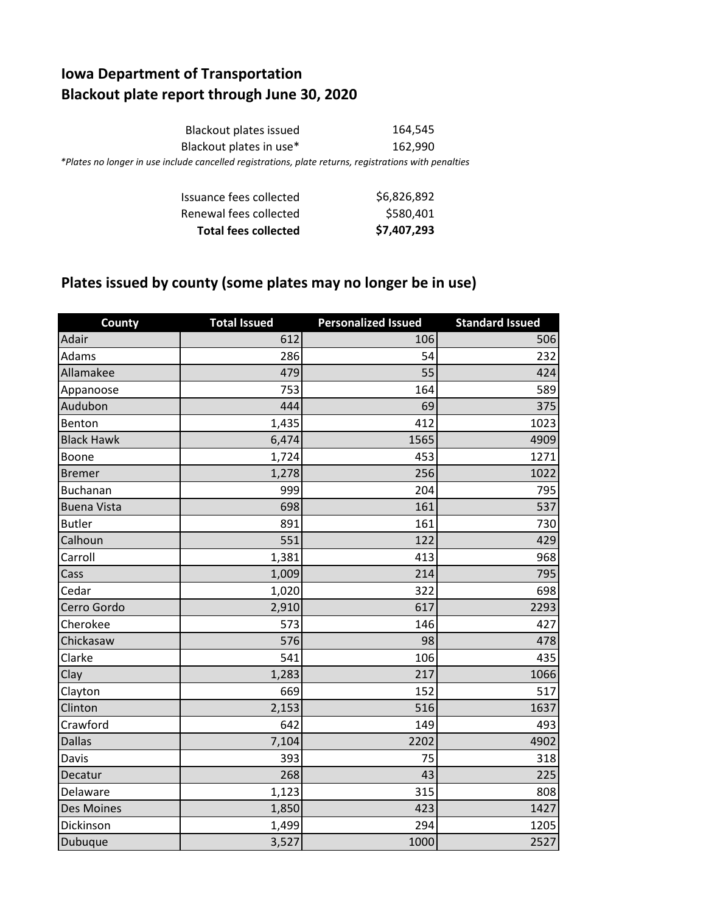# Iowa Department of Transportation
# Blackout plate report through June 30, 2020

| | |
|---|---|
| Blackout plates issued | 164,545 |
| Blackout plates in use* | 162,990 |

*Plates no longer in use include cancelled registrations, plate returns, registrations with penalties

| | |
|---|---|
| Issuance fees collected | $6,826,892 |
| Renewal fees collected | $580,401 |
| **Total fees collected** | **$7,407,293** |

## Plates issued by county (some plates may no longer be in use)

| County | Total Issued | Personalized Issued | Standard Issued |
|---|---|---|---|
| Adair | 612 | 106 | 506 |
| Adams | 286 | 54 | 232 |
| Allamakee | 479 | 55 | 424 |
| Appanoose | 753 | 164 | 589 |
| Audubon | 444 | 69 | 375 |
| Benton | 1,435 | 412 | 1023 |
| Black Hawk | 6,474 | 1565 | 4909 |
| Boone | 1,724 | 453 | 1271 |
| Bremer | 1,278 | 256 | 1022 |
| Buchanan | 999 | 204 | 795 |
| Buena Vista | 698 | 161 | 537 |
| Butler | 891 | 161 | 730 |
| Calhoun | 551 | 122 | 429 |
| Carroll | 1,381 | 413 | 968 |
| Cass | 1,009 | 214 | 795 |
| Cedar | 1,020 | 322 | 698 |
| Cerro Gordo | 2,910 | 617 | 2293 |
| Cherokee | 573 | 146 | 427 |
| Chickasaw | 576 | 98 | 478 |
| Clarke | 541 | 106 | 435 |
| Clay | 1,283 | 217 | 1066 |
| Clayton | 669 | 152 | 517 |
| Clinton | 2,153 | 516 | 1637 |
| Crawford | 642 | 149 | 493 |
| Dallas | 7,104 | 2202 | 4902 |
| Davis | 393 | 75 | 318 |
| Decatur | 268 | 43 | 225 |
| Delaware | 1,123 | 315 | 808 |
| Des Moines | 1,850 | 423 | 1427 |
| Dickinson | 1,499 | 294 | 1205 |
| Dubuque | 3,527 | 1000 | 2527 |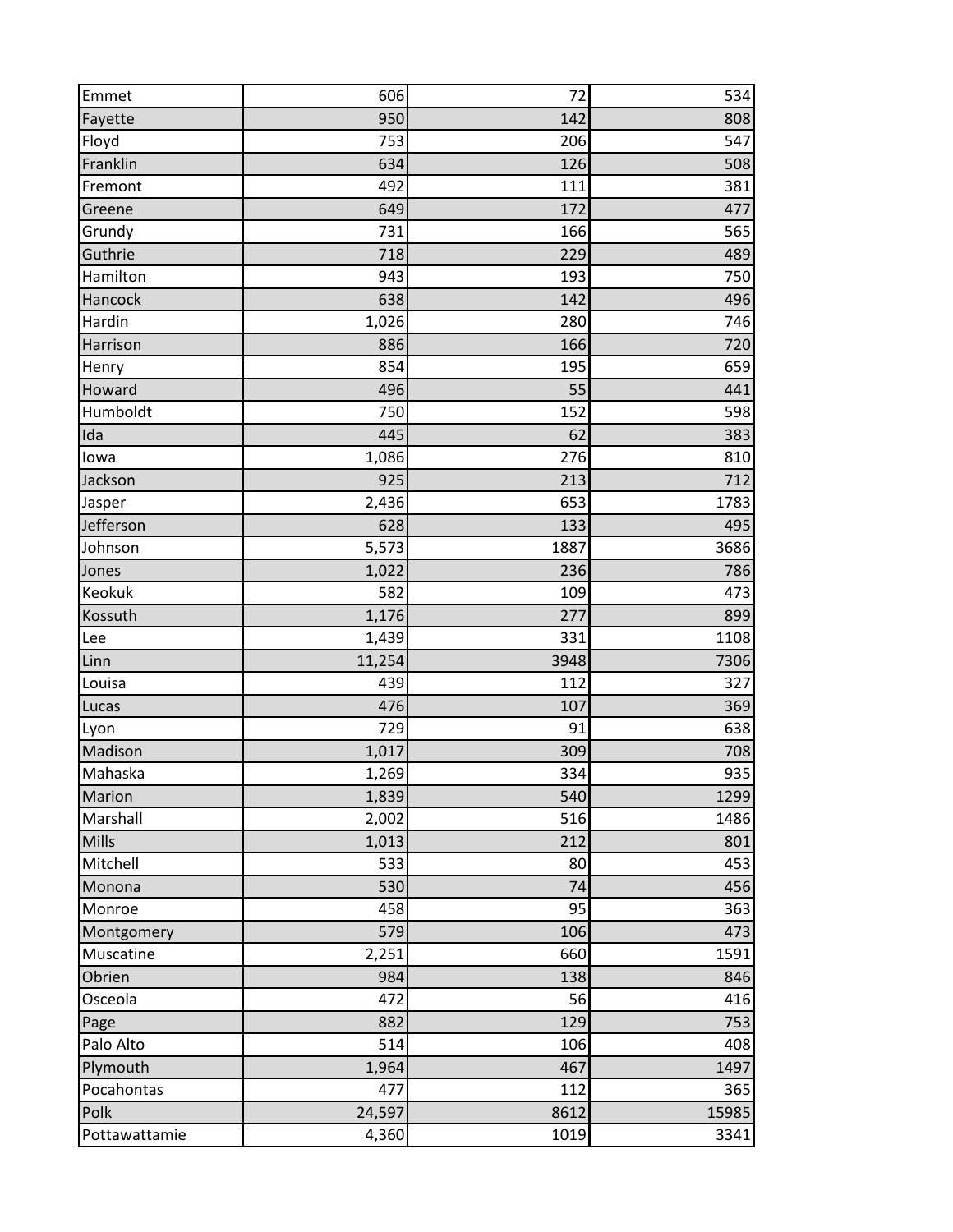| | | | |
|---|---|---|---|
| Emmet | 606 | 72 | 534 |
| Fayette | 950 | 142 | 808 |
| Floyd | 753 | 206 | 547 |
| Franklin | 634 | 126 | 508 |
| Fremont | 492 | 111 | 381 |
| Greene | 649 | 172 | 477 |
| Grundy | 731 | 166 | 565 |
| Guthrie | 718 | 229 | 489 |
| Hamilton | 943 | 193 | 750 |
| Hancock | 638 | 142 | 496 |
| Hardin | 1,026 | 280 | 746 |
| Harrison | 886 | 166 | 720 |
| Henry | 854 | 195 | 659 |
| Howard | 496 | 55 | 441 |
| Humboldt | 750 | 152 | 598 |
| Ida | 445 | 62 | 383 |
| Iowa | 1,086 | 276 | 810 |
| Jackson | 925 | 213 | 712 |
| Jasper | 2,436 | 653 | 1783 |
| Jefferson | 628 | 133 | 495 |
| Johnson | 5,573 | 1887 | 3686 |
| Jones | 1,022 | 236 | 786 |
| Keokuk | 582 | 109 | 473 |
| Kossuth | 1,176 | 277 | 899 |
| Lee | 1,439 | 331 | 1108 |
| Linn | 11,254 | 3948 | 7306 |
| Louisa | 439 | 112 | 327 |
| Lucas | 476 | 107 | 369 |
| Lyon | 729 | 91 | 638 |
| Madison | 1,017 | 309 | 708 |
| Mahaska | 1,269 | 334 | 935 |
| Marion | 1,839 | 540 | 1299 |
| Marshall | 2,002 | 516 | 1486 |
| Mills | 1,013 | 212 | 801 |
| Mitchell | 533 | 80 | 453 |
| Monona | 530 | 74 | 456 |
| Monroe | 458 | 95 | 363 |
| Montgomery | 579 | 106 | 473 |
| Muscatine | 2,251 | 660 | 1591 |
| Obrien | 984 | 138 | 846 |
| Osceola | 472 | 56 | 416 |
| Page | 882 | 129 | 753 |
| Palo Alto | 514 | 106 | 408 |
| Plymouth | 1,964 | 467 | 1497 |
| Pocahontas | 477 | 112 | 365 |
| Polk | 24,597 | 8612 | 15985 |
| Pottawattamie | 4,360 | 1019 | 3341 |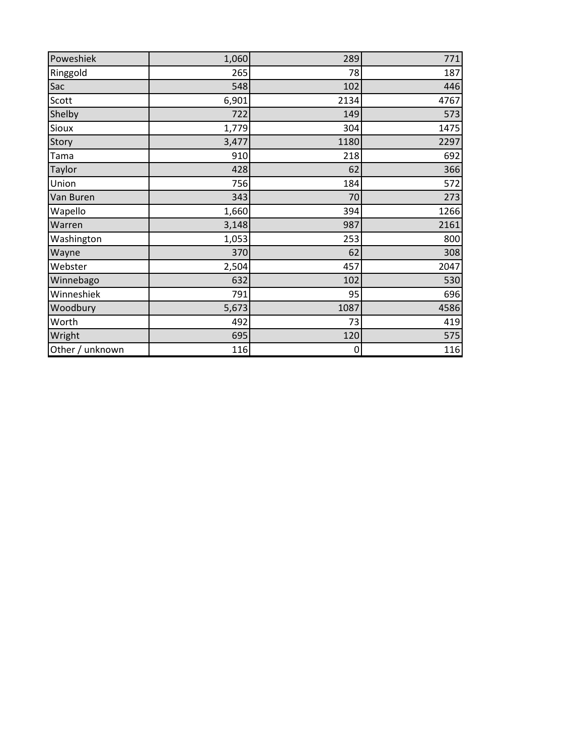| | | | |
|---|---|---|---|
| Poweshiek | 1,060 | 289 | 771 |
| Ringgold | 265 | 78 | 187 |
| Sac | 548 | 102 | 446 |
| Scott | 6,901 | 2134 | 4767 |
| Shelby | 722 | 149 | 573 |
| Sioux | 1,779 | 304 | 1475 |
| Story | 3,477 | 1180 | 2297 |
| Tama | 910 | 218 | 692 |
| Taylor | 428 | 62 | 366 |
| Union | 756 | 184 | 572 |
| Van Buren | 343 | 70 | 273 |
| Wapello | 1,660 | 394 | 1266 |
| Warren | 3,148 | 987 | 2161 |
| Washington | 1,053 | 253 | 800 |
| Wayne | 370 | 62 | 308 |
| Webster | 2,504 | 457 | 2047 |
| Winnebago | 632 | 102 | 530 |
| Winneshiek | 791 | 95 | 696 |
| Woodbury | 5,673 | 1087 | 4586 |
| Worth | 492 | 73 | 419 |
| Wright | 695 | 120 | 575 |
| Other / unknown | 116 | 0 | 116 |